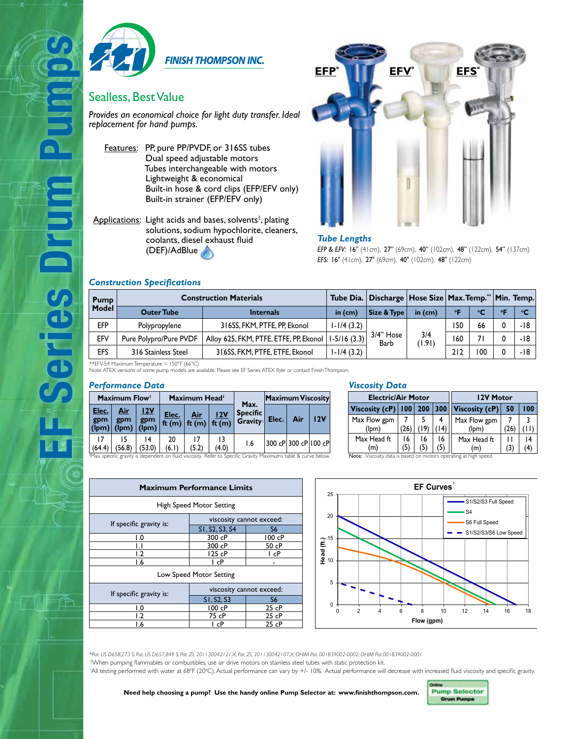# EF Series Drum Pumps

FINISH THOMPSON INC.

## Sealless, Best Value

*Provides an economical choice for light duty transfer. Ideal replacement for hand pumps.*

Features:
- PP, pure PP/PVDF, or 316SS tubes
- Dual speed adjustable motors
- Tubes interchangeable with motors
- Lightweight & economical
- Built-in hose & cord clips (EFP/EFV only)
- Built-in strainer (EFP/EFV only)

Applications: Light acids and bases, solvents†, plating solutions, sodium hypochlorite, cleaners, coolants, diesel exhaust fluid (DEF)/AdBlue

EFP* EFV* EFS*

### Tube Lengths

*EFP & EFV:* 16" (41cm), 27" (69cm), 40" (102cm), 48" (122cm), 54" (137cm)
*EFS:* 16" (41cm), 27" (69cm), 40" (102cm), 48" (122cm)

### Construction Specifications

| Pump Model | Construction Materials | | Tube Dia. | Discharge | Hose Size | Max. Temp.** | | Min. Temp. | |
|---|---|---|---|---|---|---|---|---|---|
| | Outer Tube | Internals | in (cm) | Size & Type | in (cm) | °F | °C | °F | °C |
| EFP | Polypropylene | 316SS, FKM, PTFE, PP, Ekonol | 1-1/4 (3.2) | 3/4" Hose Barb | 3/4 (1.91) | 150 | 66 | 0 | -18 |
| EFV | Pure Polypro/Pure PVDF | Alloy 625, FKM, PTFE, ETFE, PP, Ekonol | 1-5/16 (3.3) | | | 160 | 71 | 0 | -18 |
| EFS | 316 Stainless Steel | 316SS, FKM, PTFE, ETFE, Ekonol | 1-1/4 (3.2) | | | 212 | 100 | 0 | -18 |

**EFV-54 Maximum Temperature = 150°F (66°C)
Note: ATEX versions of some pump models are available. Please see EF Series ATEX flyer or contact Finish Thompson.

### Performance Data

| Maximum Flow‡ | | | Maximum Head‡ | | | Max. Specific Gravity‡ | Maximum Viscosity | | |
|---|---|---|---|---|---|---|---|---|---|
| Elec. gpm (lpm) | Air gpm (lpm) | 12V gpm (lpm) | Elec. ft (m) | Air ft (m) | 12V ft (m) | | Elec. | Air | 12V |
| 17 (64.4) | 15 (56.8) | 14 (53.0) | 20 (6.1) | 17 (5.2) | 13 (4.0) | 1.6 | 300 cP | 300 cP | 100 cP |

‡Max. specific gravity is dependent on fluid viscosity. Refer to Specific Gravity Maximums table & curve below.

### Viscosity Data

| Electric/Air Motor | | | |
|---|---|---|---|
| Viscosity (cP) | 100 | 200 | 300 |
| Max Flow gpm (lpm) | 7 (26) | 5 (19) | 4 (14) |
| Max Head ft (m) | 16 (5) | 16 (5) | 16 (5) |

| 12V Motor | | |
|---|---|---|
| Viscosity (cP) | 50 | 100 |
| Max Flow gpm (lpm) | 7 (26) | 3 (11) |
| Max Head ft (m) | 11 (3) | 14 (4) |

Note: Viscosity data is based on motors operating at high speed.

### Maximum Performance Limits

**High Speed Motor Setting**

| If specific gravity is: | viscosity cannot exceed: | |
|---|---|---|
| | S1, S2, S3, S4 | S6 |
| 1.0 | 300 cP | 100 cP |
| 1.1 | 300 cP | 50 cP |
| 1.2 | 125 cP | 1 cP |
| 1.6 | 1 cP | - |

**Low Speed Motor Setting**

| If specific gravity is: | viscosity cannot exceed: | |
|---|---|---|
| | S1, S2, S3 | S6 |
| 1.0 | 100 cP | 25 cP |
| 1.2 | 75 cP | 25 cP |
| 1.6 | 1 cP | 25 cP |

### EF Curves‡

Legend: S1/S2/S3 Full Speed; S4; S6 Full Speed; S1/S2/S3/S6 Low Speed
Head (ft.) vs. Flow (gpm)

*Pat. US D658,273 S; Pat. US D657,849 S; Pat. ZL 201130042121.X; Pat. ZL 201130042107.X; OHIM Pat. 001839002-0002; OHIM Pat.001839002-0001
†When pumping flammables or combustibles, use air drive motors on stainless steel tubes with static protection kit.
‡All testing performed with water at 68°F (20°C). Actual performance can vary by +/- 10%. Actual performance will decrease with increased fluid viscosity and specific gravity.

**Need help choosing a pump? Use the handy online Pump Selector at: www.finishthompson.com.**

Online Pump Selector Drum Pumps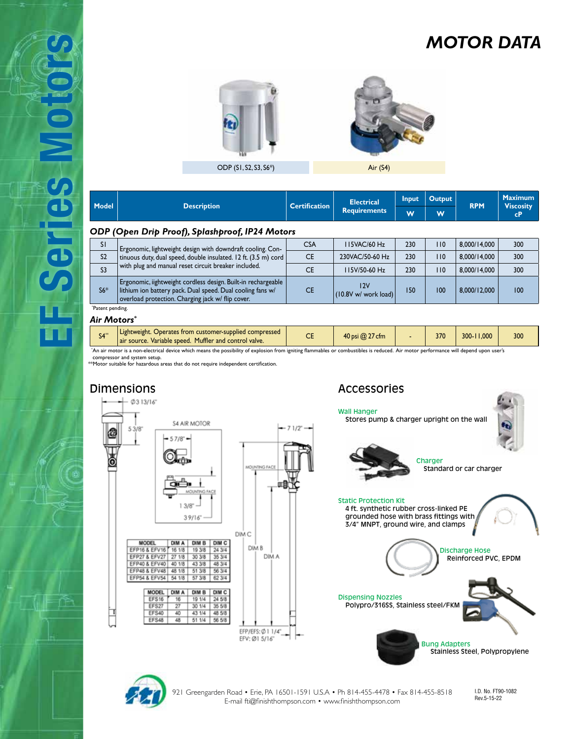# EF Series Motors

# MOTOR DATA

ODP (S1, S2, S3, S6*)

Air (S4)

| Model | Description | Certification | Electrical Requirements | Input W | Output W | RPM | Maximum Viscosity cP |
|---|---|---|---|---|---|---|---|
| ***ODP (Open Drip Proof), Splashproof, IP24 Motors*** | | | | | | | |
| S1 | Ergonomic, lightweight design with downdraft cooling. Continuous duty, dual speed, double insulated. 12 ft. (3.5 m) cord with plug and manual reset circuit breaker included. | CSA | 115VAC/60 Hz | 230 | 110 | 8,000/14,000 | 300 |
| S2 | | CE | 230VAC/50-60 Hz | 230 | 110 | 8,000/14,000 | 300 |
| S3 | | CE | 115V/50-60 Hz | 230 | 110 | 8,000/14,000 | 300 |
| S6* | Ergonomic, lightweight cordless design. Built-in rechargeable lithium ion battery pack. Dual speed. Dual cooling fans w/ overload protection. Charging jack w/ flip cover. | CE | 12V (10.8V w/ work load) | 150 | 100 | 8,000/12,000 | 100 |
| ***Air Motors**** | | | | | | | |
| S4** | Lightweight. Operates from customer-supplied compressed air source. Variable speed. Muffler and control valve. | CE | 40 psi @ 27 cfm | - | 370 | 300-11,000 | 300 |

*Patent pending.

*An air motor is a non-electrical device which means the possibility of explosion from igniting flammables or combustibles is reduced. Air motor performance will depend upon user's compressor and system setup.

**Motor suitable for hazardous areas that do not require independent certification.

## Dimensions

Ø3 13/16"

5 3/8"

S4 AIR MOTOR

5 7/8"

MOUNTING FACE

1 3/8"

3 9/16"

7 1/2"

MOUNTING FACE

DIM C

DIM B

DIM A

EFP/EFS: Ø1 1/4"
EFV: Ø1 5/16"

| MODEL | DIM A | DIM B | DIM C |
|---|---|---|---|
| EFP16 & EFV16 | 16 1/8 | 19 3/8 | 24 3/4 |
| EFP27 & EFV27 | 27 1/8 | 30 3/8 | 35 3/4 |
| EFP40 & EFV40 | 40 1/8 | 43 3/8 | 48 3/4 |
| EFP48 & EFV48 | 48 1/8 | 51 3/8 | 56 3/4 |
| EFP54 & EFV54 | 54 1/8 | 57 3/8 | 62 3/4 |

| MODEL | DIM A | DIM B | DIM C |
|---|---|---|---|
| EFS16 | 16 | 19 1/4 | 24 5/8 |
| EFS27 | 27 | 30 1/4 | 35 5/8 |
| EFS40 | 40 | 43 1/4 | 48 5/8 |
| EFS48 | 48 | 51 1/4 | 56 5/8 |

## Accessories

**Wall Hanger**
Stores pump & charger upright on the wall

**Charger**
Standard or car charger

**Static Protection Kit**
4 ft. synthetic rubber cross-linked PE grounded hose with brass fittings with 3/4" MNPT, ground wire, and clamps

**Discharge Hose**
Reinforced PVC, EPDM

**Dispensing Nozzles**
Polypro/316SS, Stainless steel/FKM

**Bung Adapters**
Stainless Steel, Polypropylene

921 Greengarden Road • Erie, PA 16501-1591 U.S.A • Ph 814-455-4478 • Fax 814-455-8518
E-mail fti@finishthompson.com • www.finishthompson.com

I.D. No. FT90-1082
Rev.5-15-22